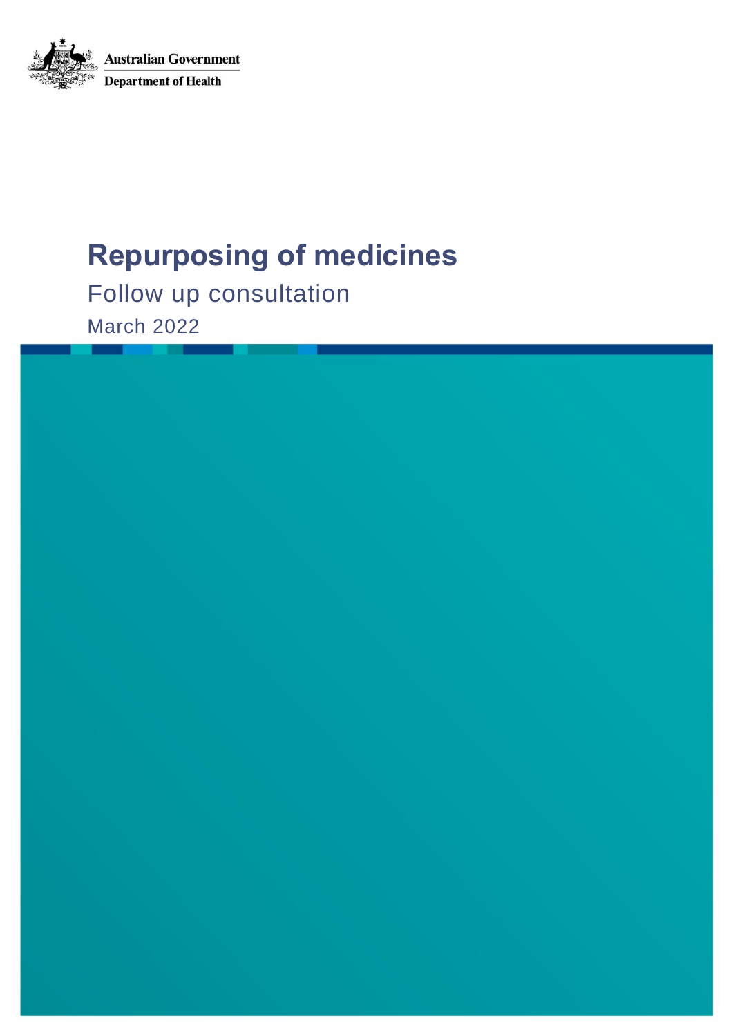Australian Government

Department of Health

# Repurposing of medicines

## Follow up consultation

March 2022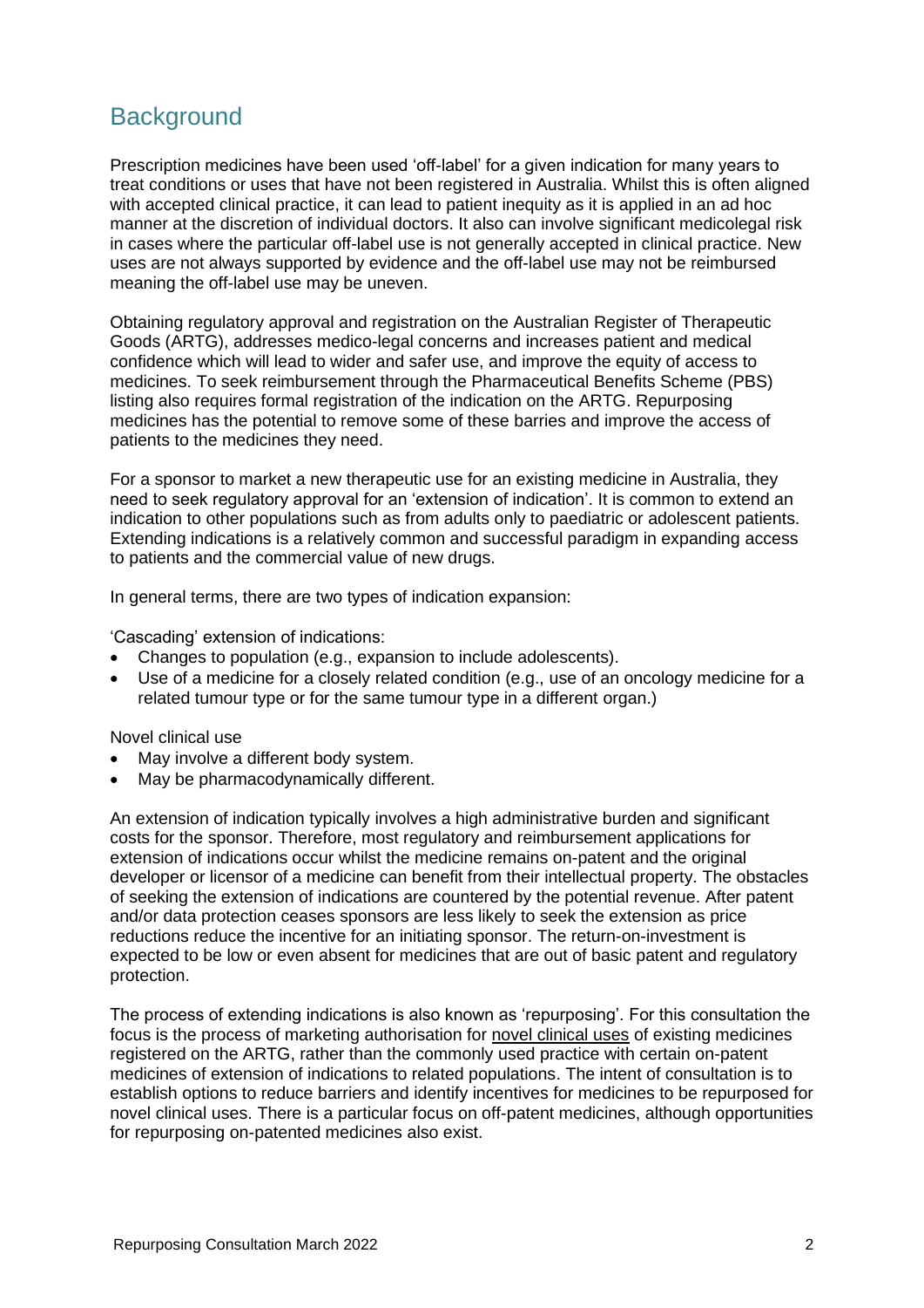## Background

Prescription medicines have been used 'off-label' for a given indication for many years to treat conditions or uses that have not been registered in Australia. Whilst this is often aligned with accepted clinical practice, it can lead to patient inequity as it is applied in an ad hoc manner at the discretion of individual doctors. It also can involve significant medicolegal risk in cases where the particular off-label use is not generally accepted in clinical practice. New uses are not always supported by evidence and the off-label use may not be reimbursed meaning the off-label use may be uneven.

Obtaining regulatory approval and registration on the Australian Register of Therapeutic Goods (ARTG), addresses medico-legal concerns and increases patient and medical confidence which will lead to wider and safer use, and improve the equity of access to medicines. To seek reimbursement through the Pharmaceutical Benefits Scheme (PBS) listing also requires formal registration of the indication on the ARTG. Repurposing medicines has the potential to remove some of these barries and improve the access of patients to the medicines they need.

For a sponsor to market a new therapeutic use for an existing medicine in Australia, they need to seek regulatory approval for an 'extension of indication'. It is common to extend an indication to other populations such as from adults only to paediatric or adolescent patients. Extending indications is a relatively common and successful paradigm in expanding access to patients and the commercial value of new drugs.

In general terms, there are two types of indication expansion:

'Cascading' extension of indications:

- Changes to population (e.g., expansion to include adolescents).
- Use of a medicine for a closely related condition (e.g., use of an oncology medicine for a related tumour type or for the same tumour type in a different organ.)

Novel clinical use

- May involve a different body system.
- May be pharmacodynamically different.

An extension of indication typically involves a high administrative burden and significant costs for the sponsor. Therefore, most regulatory and reimbursement applications for extension of indications occur whilst the medicine remains on-patent and the original developer or licensor of a medicine can benefit from their intellectual property. The obstacles of seeking the extension of indications are countered by the potential revenue. After patent and/or data protection ceases sponsors are less likely to seek the extension as price reductions reduce the incentive for an initiating sponsor. The return-on-investment is expected to be low or even absent for medicines that are out of basic patent and regulatory protection.

The process of extending indications is also known as 'repurposing'. For this consultation the focus is the process of marketing authorisation for novel clinical uses of existing medicines registered on the ARTG, rather than the commonly used practice with certain on-patent medicines of extension of indications to related populations. The intent of consultation is to establish options to reduce barriers and identify incentives for medicines to be repurposed for novel clinical uses. There is a particular focus on off-patent medicines, although opportunities for repurposing on-patented medicines also exist.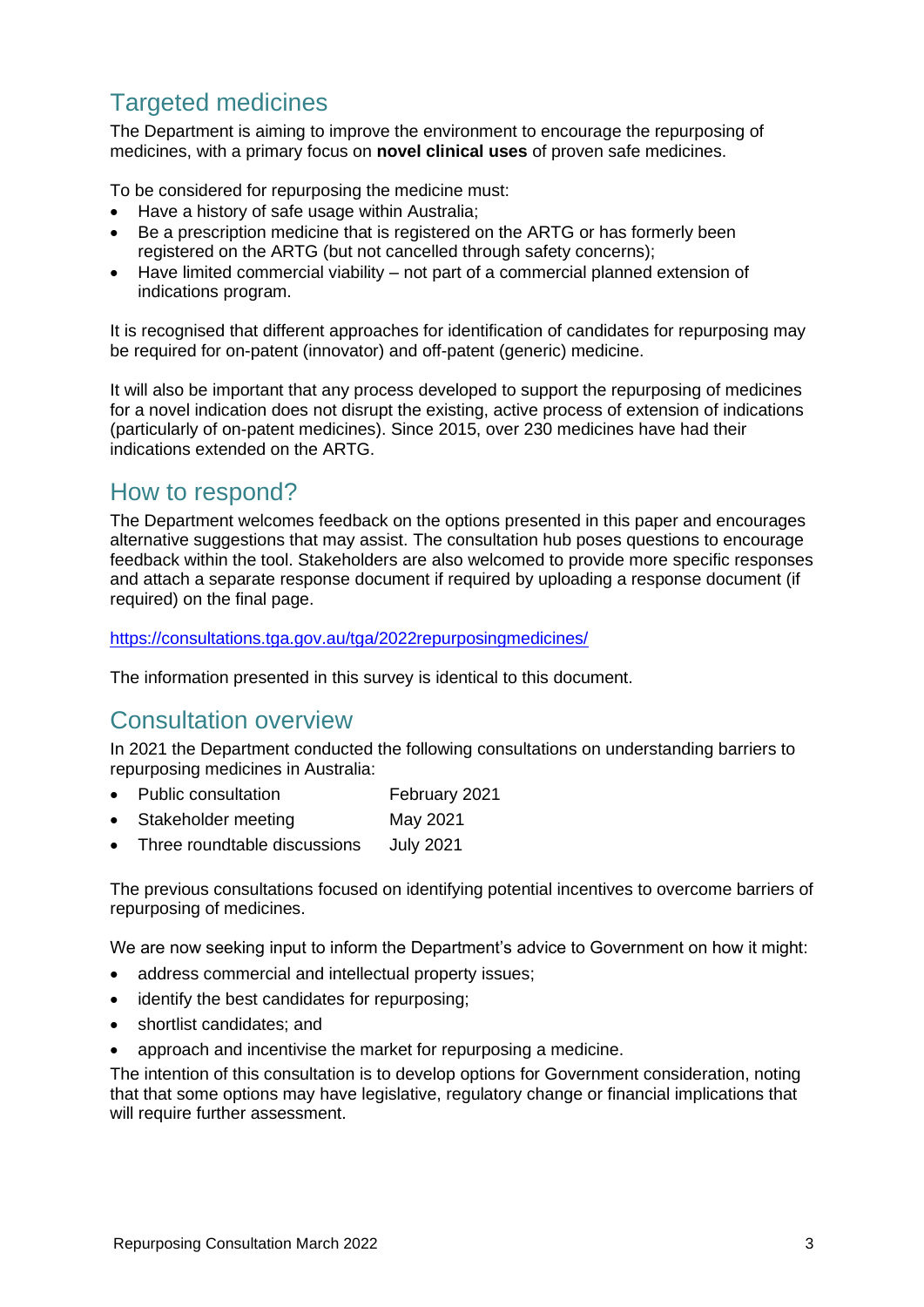## Targeted medicines

The Department is aiming to improve the environment to encourage the repurposing of medicines, with a primary focus on **novel clinical uses** of proven safe medicines.

To be considered for repurposing the medicine must:

- Have a history of safe usage within Australia;
- Be a prescription medicine that is registered on the ARTG or has formerly been registered on the ARTG (but not cancelled through safety concerns);
- Have limited commercial viability – not part of a commercial planned extension of indications program.

It is recognised that different approaches for identification of candidates for repurposing may be required for on-patent (innovator) and off-patent (generic) medicine.

It will also be important that any process developed to support the repurposing of medicines for a novel indication does not disrupt the existing, active process of extension of indications (particularly of on-patent medicines). Since 2015, over 230 medicines have had their indications extended on the ARTG.

## How to respond?

The Department welcomes feedback on the options presented in this paper and encourages alternative suggestions that may assist. The consultation hub poses questions to encourage feedback within the tool. Stakeholders are also welcomed to provide more specific responses and attach a separate response document if required by uploading a response document (if required) on the final page.

https://consultations.tga.gov.au/tga/2022repurposingmedicines/

The information presented in this survey is identical to this document.

## Consultation overview

In 2021 the Department conducted the following consultations on understanding barriers to repurposing medicines in Australia:

- Public consultation — February 2021
- Stakeholder meeting — May 2021
- Three roundtable discussions — July 2021

The previous consultations focused on identifying potential incentives to overcome barriers of repurposing of medicines.

We are now seeking input to inform the Department's advice to Government on how it might:

- address commercial and intellectual property issues;
- identify the best candidates for repurposing;
- shortlist candidates; and
- approach and incentivise the market for repurposing a medicine.

The intention of this consultation is to develop options for Government consideration, noting that that some options may have legislative, regulatory change or financial implications that will require further assessment.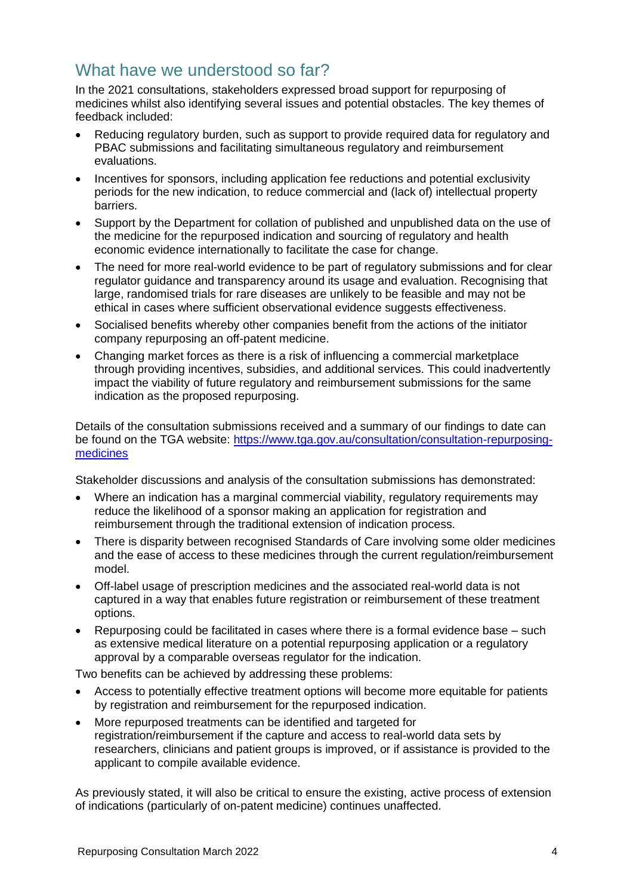## What have we understood so far?

In the 2021 consultations, stakeholders expressed broad support for repurposing of medicines whilst also identifying several issues and potential obstacles. The key themes of feedback included:

- Reducing regulatory burden, such as support to provide required data for regulatory and PBAC submissions and facilitating simultaneous regulatory and reimbursement evaluations.
- Incentives for sponsors, including application fee reductions and potential exclusivity periods for the new indication, to reduce commercial and (lack of) intellectual property barriers.
- Support by the Department for collation of published and unpublished data on the use of the medicine for the repurposed indication and sourcing of regulatory and health economic evidence internationally to facilitate the case for change.
- The need for more real-world evidence to be part of regulatory submissions and for clear regulator guidance and transparency around its usage and evaluation. Recognising that large, randomised trials for rare diseases are unlikely to be feasible and may not be ethical in cases where sufficient observational evidence suggests effectiveness.
- Socialised benefits whereby other companies benefit from the actions of the initiator company repurposing an off-patent medicine.
- Changing market forces as there is a risk of influencing a commercial marketplace through providing incentives, subsidies, and additional services. This could inadvertently impact the viability of future regulatory and reimbursement submissions for the same indication as the proposed repurposing.

Details of the consultation submissions received and a summary of our findings to date can be found on the TGA website: [https://www.tga.gov.au/consultation/consultation-repurposing-medicines](https://www.tga.gov.au/consultation/consultation-repurposing-medicines)

Stakeholder discussions and analysis of the consultation submissions has demonstrated:

- Where an indication has a marginal commercial viability, regulatory requirements may reduce the likelihood of a sponsor making an application for registration and reimbursement through the traditional extension of indication process.
- There is disparity between recognised Standards of Care involving some older medicines and the ease of access to these medicines through the current regulation/reimbursement model.
- Off-label usage of prescription medicines and the associated real-world data is not captured in a way that enables future registration or reimbursement of these treatment options.
- Repurposing could be facilitated in cases where there is a formal evidence base – such as extensive medical literature on a potential repurposing application or a regulatory approval by a comparable overseas regulator for the indication.

Two benefits can be achieved by addressing these problems:

- Access to potentially effective treatment options will become more equitable for patients by registration and reimbursement for the repurposed indication.
- More repurposed treatments can be identified and targeted for registration/reimbursement if the capture and access to real-world data sets by researchers, clinicians and patient groups is improved, or if assistance is provided to the applicant to compile available evidence.

As previously stated, it will also be critical to ensure the existing, active process of extension of indications (particularly of on-patent medicine) continues unaffected.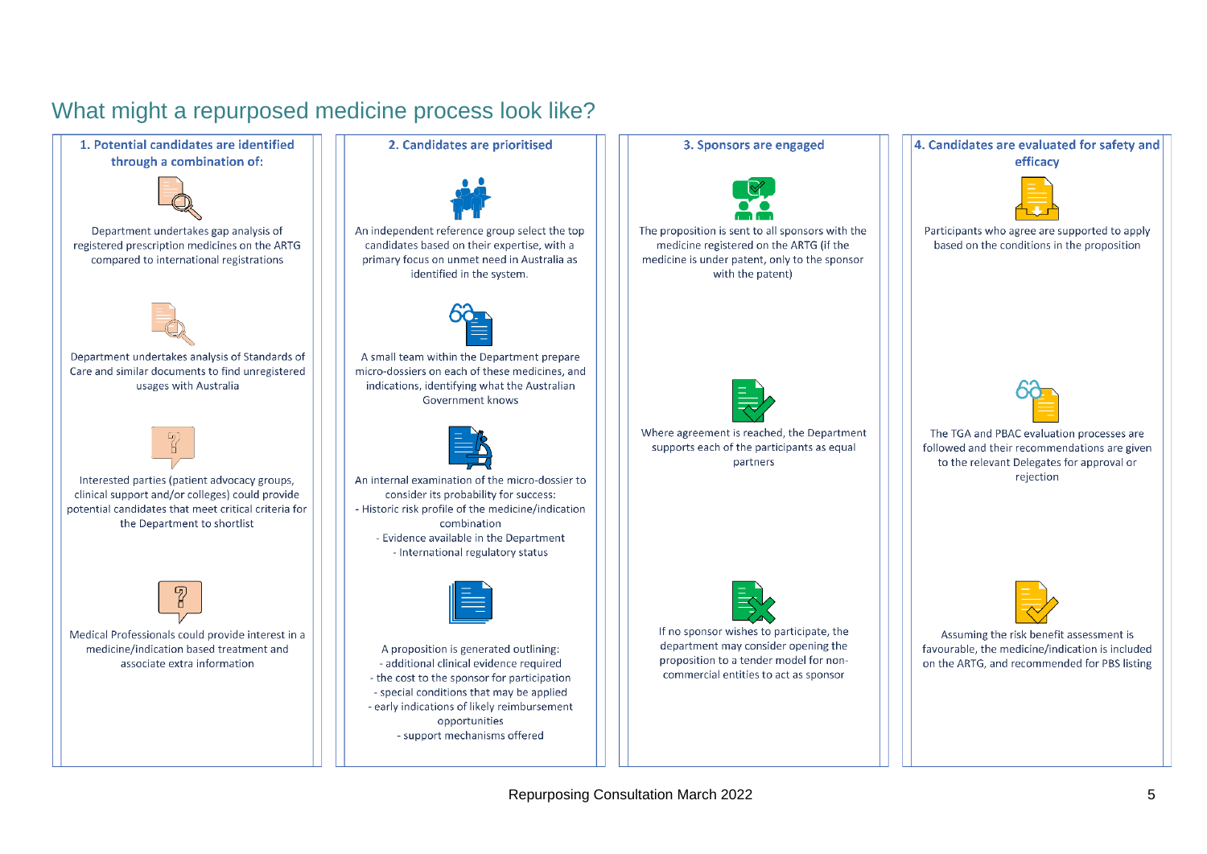# What might a repurposed medicine process look like?

## 1. Potential candidates are identified through a combination of:

Department undertakes gap analysis of registered prescription medicines on the ARTG compared to international registrations

Department undertakes analysis of Standards of Care and similar documents to find unregistered usages with Australia

Interested parties (patient advocacy groups, clinical support and/or colleges) could provide potential candidates that meet critical criteria for the Department to shortlist

Medical Professionals could provide interest in a medicine/indication based treatment and associate extra information

## 2. Candidates are prioritised

An independent reference group select the top candidates based on their expertise, with a primary focus on unmet need in Australia as identified in the system.

A small team within the Department prepare micro-dossiers on each of these medicines, and indications, identifying what the Australian Government knows

An internal examination of the micro-dossier to consider its probability for success:

- Historic risk profile of the medicine/indication combination
- Evidence available in the Department
- International regulatory status

A proposition is generated outlining:

- additional clinical evidence required
- the cost to the sponsor for participation
- special conditions that may be applied
- early indications of likely reimbursement opportunities
- support mechanisms offered

## 3. Sponsors are engaged

The proposition is sent to all sponsors with the medicine registered on the ARTG (if the medicine is under patent, only to the sponsor with the patent)

Where agreement is reached, the Department supports each of the participants as equal partners

If no sponsor wishes to participate, the department may consider opening the proposition to a tender model for non-commercial entities to act as sponsor

## 4. Candidates are evaluated for safety and efficacy

Participants who agree are supported to apply based on the conditions in the proposition

The TGA and PBAC evaluation processes are followed and their recommendations are given to the relevant Delegates for approval or rejection

Assuming the risk benefit assessment is favourable, the medicine/indication is included on the ARTG, and recommended for PBS listing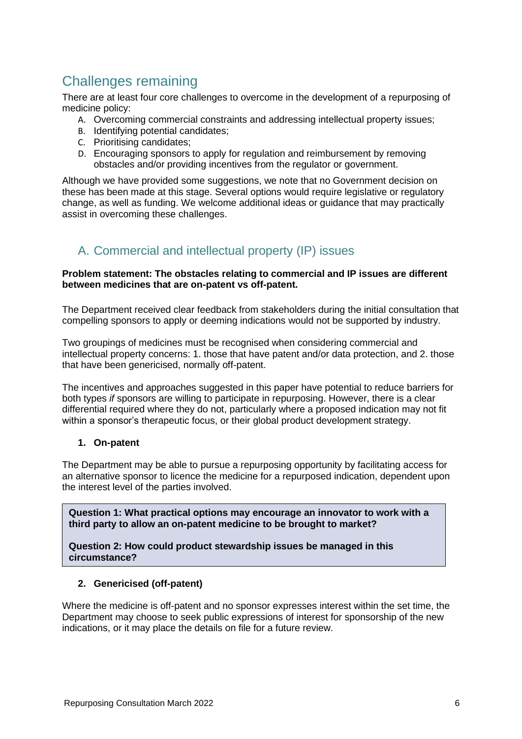## Challenges remaining

There are at least four core challenges to overcome in the development of a repurposing of medicine policy:

A. Overcoming commercial constraints and addressing intellectual property issues;
B. Identifying potential candidates;
C. Prioritising candidates;
D. Encouraging sponsors to apply for regulation and reimbursement by removing obstacles and/or providing incentives from the regulator or government.

Although we have provided some suggestions, we note that no Government decision on these has been made at this stage. Several options would require legislative or regulatory change, as well as funding. We welcome additional ideas or guidance that may practically assist in overcoming these challenges.

### A. Commercial and intellectual property (IP) issues

**Problem statement: The obstacles relating to commercial and IP issues are different between medicines that are on-patent vs off-patent.**

The Department received clear feedback from stakeholders during the initial consultation that compelling sponsors to apply or deeming indications would not be supported by industry.

Two groupings of medicines must be recognised when considering commercial and intellectual property concerns: 1. those that have patent and/or data protection, and 2. those that have been genericised, normally off-patent.

The incentives and approaches suggested in this paper have potential to reduce barriers for both types *if* sponsors are willing to participate in repurposing. However, there is a clear differential required where they do not, particularly where a proposed indication may not fit within a sponsor's therapeutic focus, or their global product development strategy.

1. **On-patent**

The Department may be able to pursue a repurposing opportunity by facilitating access for an alternative sponsor to licence the medicine for a repurposed indication, dependent upon the interest level of the parties involved.

> **Question 1: What practical options may encourage an innovator to work with a third party to allow an on-patent medicine to be brought to market?**
>
> **Question 2: How could product stewardship issues be managed in this circumstance?**

2. **Genericised (off-patent)**

Where the medicine is off-patent and no sponsor expresses interest within the set time, the Department may choose to seek public expressions of interest for sponsorship of the new indications, or it may place the details on file for a future review.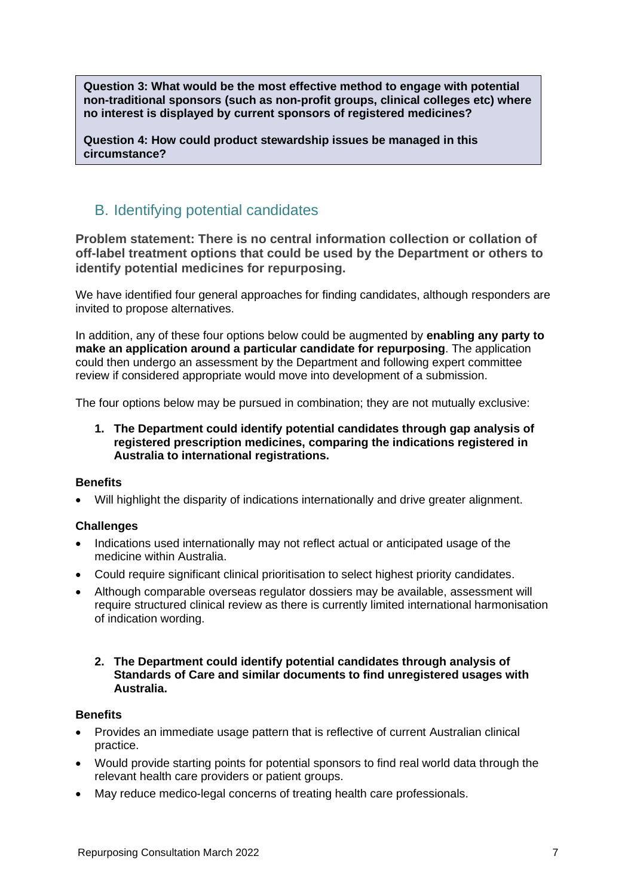**Question 3: What would be the most effective method to engage with potential non-traditional sponsors (such as non-profit groups, clinical colleges etc) where no interest is displayed by current sponsors of registered medicines?**

**Question 4: How could product stewardship issues be managed in this circumstance?**

## B. Identifying potential candidates

**Problem statement: There is no central information collection or collation of off-label treatment options that could be used by the Department or others to identify potential medicines for repurposing.**

We have identified four general approaches for finding candidates, although responders are invited to propose alternatives.

In addition, any of these four options below could be augmented by **enabling any party to make an application around a particular candidate for repurposing**. The application could then undergo an assessment by the Department and following expert committee review if considered appropriate would move into development of a submission.

The four options below may be pursued in combination; they are not mutually exclusive:

1. **The Department could identify potential candidates through gap analysis of registered prescription medicines, comparing the indications registered in Australia to international registrations.**

**Benefits**

- Will highlight the disparity of indications internationally and drive greater alignment.

**Challenges**

- Indications used internationally may not reflect actual or anticipated usage of the medicine within Australia.
- Could require significant clinical prioritisation to select highest priority candidates.
- Although comparable overseas regulator dossiers may be available, assessment will require structured clinical review as there is currently limited international harmonisation of indication wording.

2. **The Department could identify potential candidates through analysis of Standards of Care and similar documents to find unregistered usages with Australia.**

**Benefits**

- Provides an immediate usage pattern that is reflective of current Australian clinical practice.
- Would provide starting points for potential sponsors to find real world data through the relevant health care providers or patient groups.
- May reduce medico-legal concerns of treating health care professionals.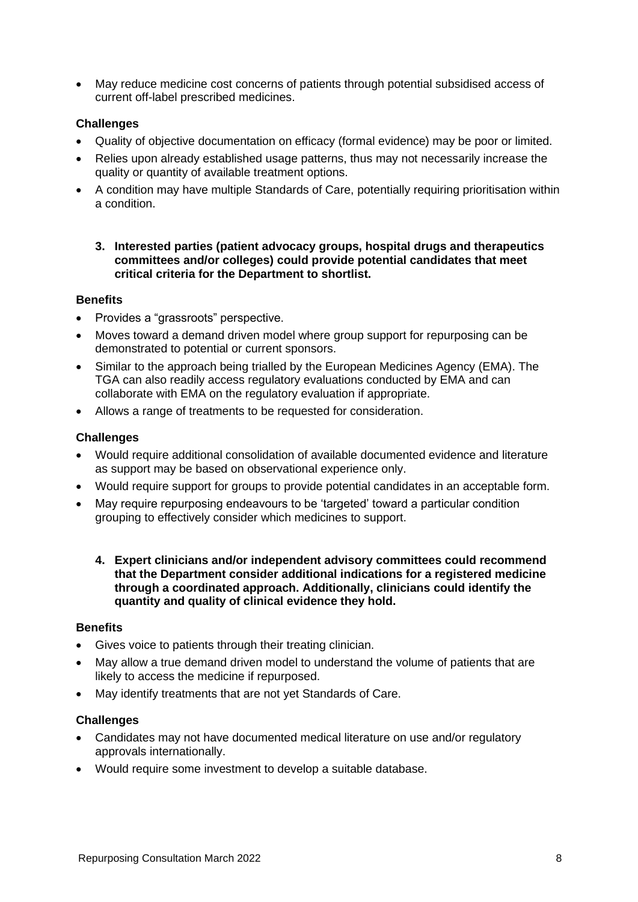- May reduce medicine cost concerns of patients through potential subsidised access of current off-label prescribed medicines.

**Challenges**

- Quality of objective documentation on efficacy (formal evidence) may be poor or limited.
- Relies upon already established usage patterns, thus may not necessarily increase the quality or quantity of available treatment options.
- A condition may have multiple Standards of Care, potentially requiring prioritisation within a condition.

3. **Interested parties (patient advocacy groups, hospital drugs and therapeutics committees and/or colleges) could provide potential candidates that meet critical criteria for the Department to shortlist.**

**Benefits**

- Provides a "grassroots" perspective.
- Moves toward a demand driven model where group support for repurposing can be demonstrated to potential or current sponsors.
- Similar to the approach being trialled by the European Medicines Agency (EMA). The TGA can also readily access regulatory evaluations conducted by EMA and can collaborate with EMA on the regulatory evaluation if appropriate.
- Allows a range of treatments to be requested for consideration.

**Challenges**

- Would require additional consolidation of available documented evidence and literature as support may be based on observational experience only.
- Would require support for groups to provide potential candidates in an acceptable form.
- May require repurposing endeavours to be 'targeted' toward a particular condition grouping to effectively consider which medicines to support.

4. **Expert clinicians and/or independent advisory committees could recommend that the Department consider additional indications for a registered medicine through a coordinated approach. Additionally, clinicians could identify the quantity and quality of clinical evidence they hold.**

**Benefits**

- Gives voice to patients through their treating clinician.
- May allow a true demand driven model to understand the volume of patients that are likely to access the medicine if repurposed.
- May identify treatments that are not yet Standards of Care.

**Challenges**

- Candidates may not have documented medical literature on use and/or regulatory approvals internationally.
- Would require some investment to develop a suitable database.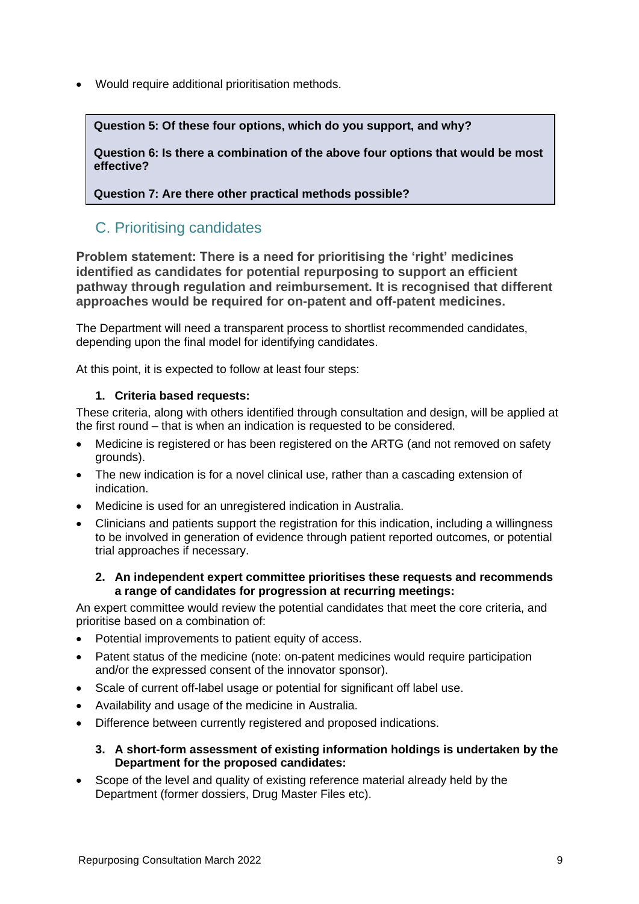- Would require additional prioritisation methods.

> **Question 5: Of these four options, which do you support, and why?**
>
> **Question 6: Is there a combination of the above four options that would be most effective?**
>
> **Question 7: Are there other practical methods possible?**

## C. Prioritising candidates

**Problem statement: There is a need for prioritising the 'right' medicines identified as candidates for potential repurposing to support an efficient pathway through regulation and reimbursement. It is recognised that different approaches would be required for on-patent and off-patent medicines.**

The Department will need a transparent process to shortlist recommended candidates, depending upon the final model for identifying candidates.

At this point, it is expected to follow at least four steps:

1. **Criteria based requests:**

These criteria, along with others identified through consultation and design, will be applied at the first round – that is when an indication is requested to be considered.

- Medicine is registered or has been registered on the ARTG (and not removed on safety grounds).
- The new indication is for a novel clinical use, rather than a cascading extension of indication.
- Medicine is used for an unregistered indication in Australia.
- Clinicians and patients support the registration for this indication, including a willingness to be involved in generation of evidence through patient reported outcomes, or potential trial approaches if necessary.

2. **An independent expert committee prioritises these requests and recommends a range of candidates for progression at recurring meetings:**

An expert committee would review the potential candidates that meet the core criteria, and prioritise based on a combination of:

- Potential improvements to patient equity of access.
- Patent status of the medicine (note: on-patent medicines would require participation and/or the expressed consent of the innovator sponsor).
- Scale of current off-label usage or potential for significant off label use.
- Availability and usage of the medicine in Australia.
- Difference between currently registered and proposed indications.

3. **A short-form assessment of existing information holdings is undertaken by the Department for the proposed candidates:**

- Scope of the level and quality of existing reference material already held by the Department (former dossiers, Drug Master Files etc).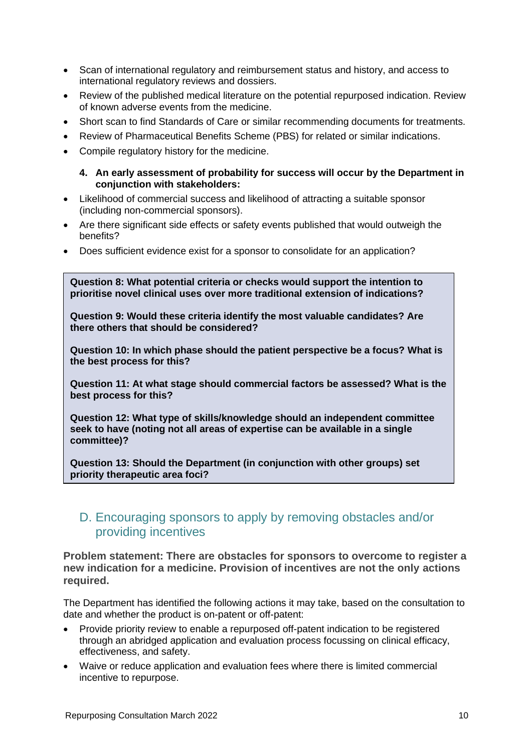- Scan of international regulatory and reimbursement status and history, and access to international regulatory reviews and dossiers.
- Review of the published medical literature on the potential repurposed indication. Review of known adverse events from the medicine.
- Short scan to find Standards of Care or similar recommending documents for treatments.
- Review of Pharmaceutical Benefits Scheme (PBS) for related or similar indications.
- Compile regulatory history for the medicine.

4. **An early assessment of probability for success will occur by the Department in conjunction with stakeholders:**

- Likelihood of commercial success and likelihood of attracting a suitable sponsor (including non-commercial sponsors).
- Are there significant side effects or safety events published that would outweigh the benefits?
- Does sufficient evidence exist for a sponsor to consolidate for an application?

**Question 8: What potential criteria or checks would support the intention to prioritise novel clinical uses over more traditional extension of indications?**

**Question 9: Would these criteria identify the most valuable candidates? Are there others that should be considered?**

**Question 10: In which phase should the patient perspective be a focus? What is the best process for this?**

**Question 11: At what stage should commercial factors be assessed? What is the best process for this?**

**Question 12: What type of skills/knowledge should an independent committee seek to have (noting not all areas of expertise can be available in a single committee)?**

**Question 13: Should the Department (in conjunction with other groups) set priority therapeutic area foci?**

## D. Encouraging sponsors to apply by removing obstacles and/or providing incentives

**Problem statement: There are obstacles for sponsors to overcome to register a new indication for a medicine. Provision of incentives are not the only actions required.**

The Department has identified the following actions it may take, based on the consultation to date and whether the product is on-patent or off-patent:

- Provide priority review to enable a repurposed off-patent indication to be registered through an abridged application and evaluation process focussing on clinical efficacy, effectiveness, and safety.
- Waive or reduce application and evaluation fees where there is limited commercial incentive to repurpose.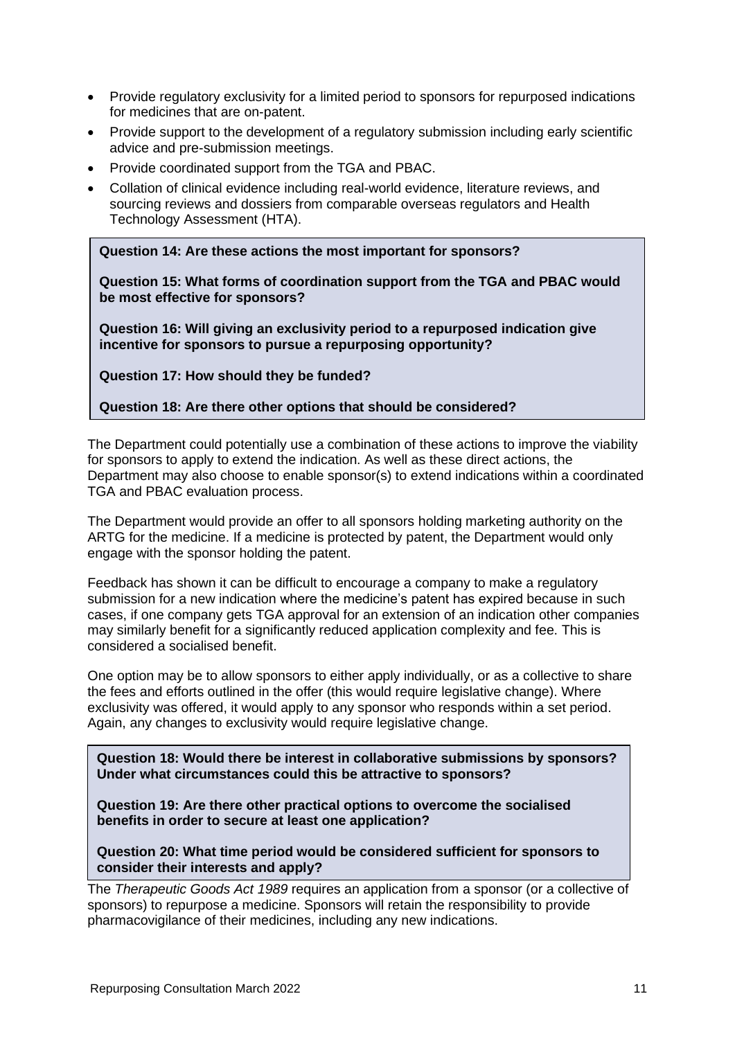- Provide regulatory exclusivity for a limited period to sponsors for repurposed indications for medicines that are on-patent.
- Provide support to the development of a regulatory submission including early scientific advice and pre-submission meetings.
- Provide coordinated support from the TGA and PBAC.
- Collation of clinical evidence including real-world evidence, literature reviews, and sourcing reviews and dossiers from comparable overseas regulators and Health Technology Assessment (HTA).

> **Question 14: Are these actions the most important for sponsors?**
>
> **Question 15: What forms of coordination support from the TGA and PBAC would be most effective for sponsors?**
>
> **Question 16: Will giving an exclusivity period to a repurposed indication give incentive for sponsors to pursue a repurposing opportunity?**
>
> **Question 17: How should they be funded?**
>
> **Question 18: Are there other options that should be considered?**

The Department could potentially use a combination of these actions to improve the viability for sponsors to apply to extend the indication. As well as these direct actions, the Department may also choose to enable sponsor(s) to extend indications within a coordinated TGA and PBAC evaluation process.

The Department would provide an offer to all sponsors holding marketing authority on the ARTG for the medicine. If a medicine is protected by patent, the Department would only engage with the sponsor holding the patent.

Feedback has shown it can be difficult to encourage a company to make a regulatory submission for a new indication where the medicine's patent has expired because in such cases, if one company gets TGA approval for an extension of an indication other companies may similarly benefit for a significantly reduced application complexity and fee. This is considered a socialised benefit.

One option may be to allow sponsors to either apply individually, or as a collective to share the fees and efforts outlined in the offer (this would require legislative change). Where exclusivity was offered, it would apply to any sponsor who responds within a set period. Again, any changes to exclusivity would require legislative change.

> **Question 18: Would there be interest in collaborative submissions by sponsors? Under what circumstances could this be attractive to sponsors?**
>
> **Question 19: Are there other practical options to overcome the socialised benefits in order to secure at least one application?**
>
> **Question 20: What time period would be considered sufficient for sponsors to consider their interests and apply?**

The *Therapeutic Goods Act 1989* requires an application from a sponsor (or a collective of sponsors) to repurpose a medicine. Sponsors will retain the responsibility to provide pharmacovigilance of their medicines, including any new indications.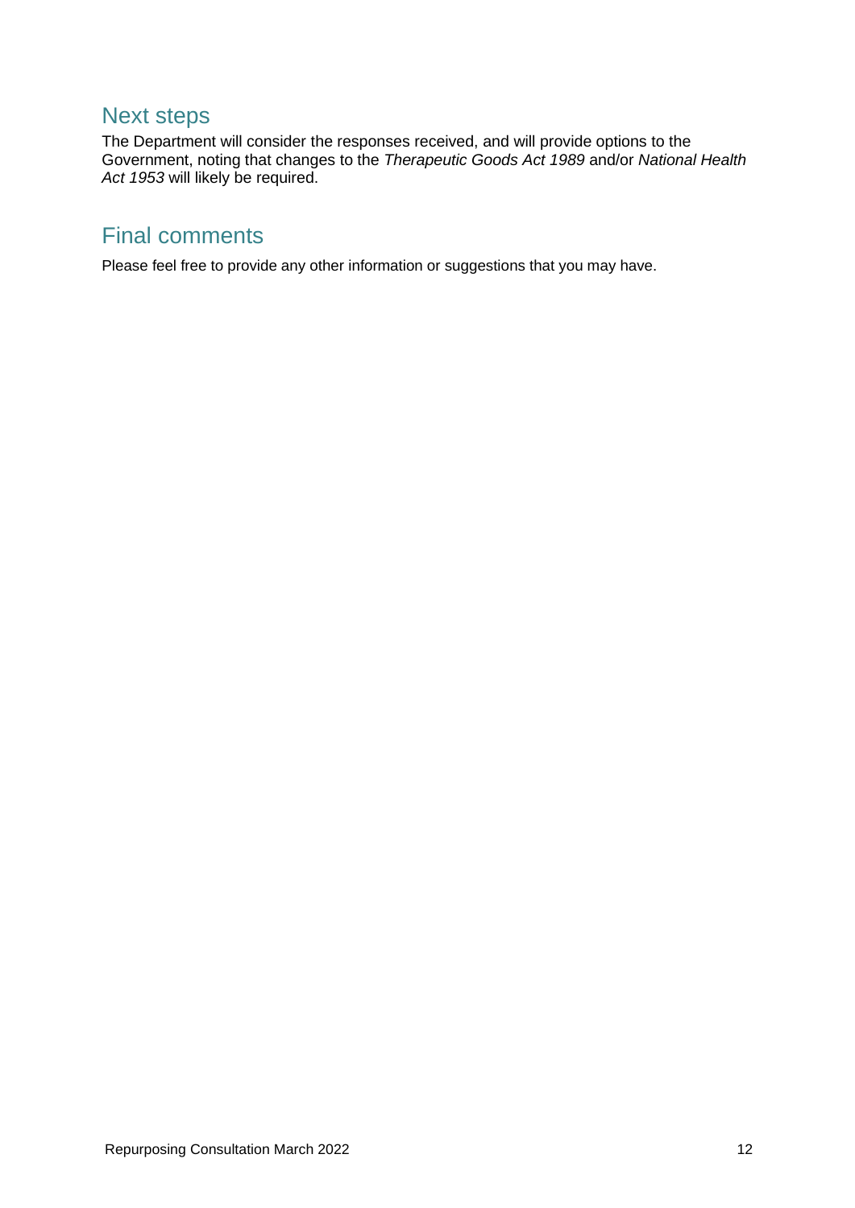## Next steps

The Department will consider the responses received, and will provide options to the Government, noting that changes to the *Therapeutic Goods Act 1989* and/or *National Health Act 1953* will likely be required.

## Final comments

Please feel free to provide any other information or suggestions that you may have.